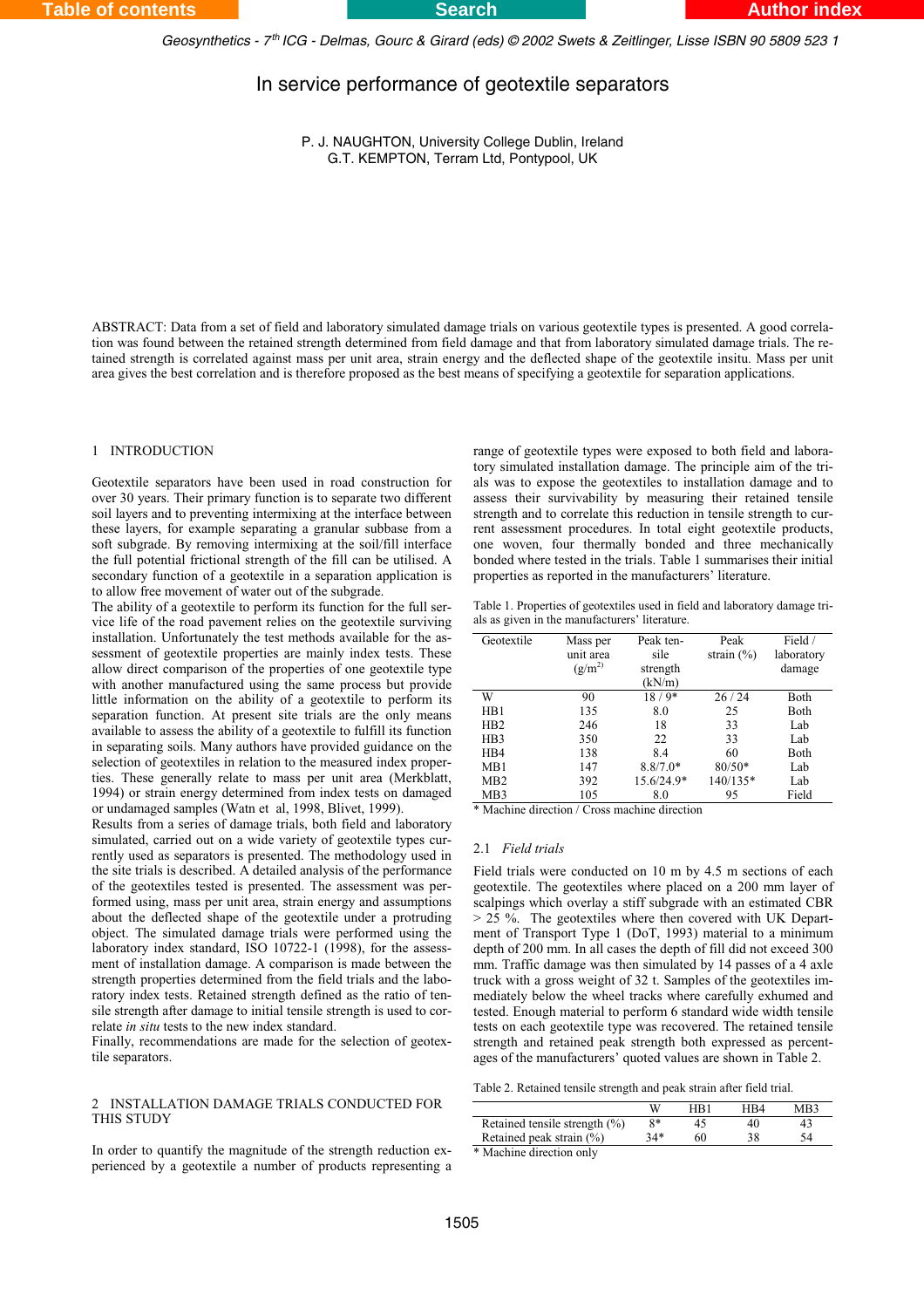# In service performance of geotextile separators

P. J. NAUGHTON, University College Dublin, Ireland
G.T. KEMPTON, Terram Ltd, Pontypool, UK

ABSTRACT: Data from a set of field and laboratory simulated damage trials on various geotextile types is presented. A good correlation was found between the retained strength determined from field damage and that from laboratory simulated damage trials. The retained strength is correlated against mass per unit area, strain energy and the deflected shape of the geotextile insitu. Mass per unit area gives the best correlation and is therefore proposed as the best means of specifying a geotextile for separation applications.

## 1 INTRODUCTION

Geotextile separators have been used in road construction for over 30 years. Their primary function is to separate two different soil layers and to preventing intermixing at the interface between these layers, for example separating a granular subbase from a soft subgrade. By removing intermixing at the soil/fill interface the full potential frictional strength of the fill can be utilised. A secondary function of a geotextile in a separation application is to allow free movement of water out of the subgrade.

The ability of a geotextile to perform its function for the full service life of the road pavement relies on the geotextile surviving installation. Unfortunately the test methods available for the assessment of geotextile properties are mainly index tests. These allow direct comparison of the properties of one geotextile type with another manufactured using the same process but provide little information on the ability of a geotextile to perform its separation function. At present site trials are the only means available to assess the ability of a geotextile to fulfill its function in separating soils. Many authors have provided guidance on the selection of geotextiles in relation to the measured index properties. These generally relate to mass per unit area (Merkblatt, 1994) or strain energy determined from index tests on damaged or undamaged samples (Watn et al, 1998, Blivet, 1999).

Results from a series of damage trials, both field and laboratory simulated, carried out on a wide variety of geotextile types currently used as separators is presented. The methodology used in the site trials is described. A detailed analysis of the performance of the geotextiles tested is presented. The assessment was performed using, mass per unit area, strain energy and assumptions about the deflected shape of the geotextile under a protruding object. The simulated damage trials were performed using the laboratory index standard, ISO 10722-1 (1998), for the assessment of installation damage. A comparison is made between the strength properties determined from the field trials and the laboratory index tests. Retained strength defined as the ratio of tensile strength after damage to initial tensile strength is used to correlate *in situ* tests to the new index standard.

Finally, recommendations are made for the selection of geotextile separators.

## 2 INSTALLATION DAMAGE TRIALS CONDUCTED FOR THIS STUDY

In order to quantify the magnitude of the strength reduction experienced by a geotextile a number of products representing a range of geotextile types were exposed to both field and laboratory simulated installation damage. The principle aim of the trials was to expose the geotextiles to installation damage and to assess their survivability by measuring their retained tensile strength and to correlate this reduction in tensile strength to current assessment procedures. In total eight geotextile products, one woven, four thermally bonded and three mechanically bonded where tested in the trials. Table 1 summarises their initial properties as reported in the manufacturers' literature.

Table 1. Properties of geotextiles used in field and laboratory damage trials as given in the manufacturers' literature.

| Geotextile | Mass per unit area (g/m$^2$) | Peak tensile strength (kN/m) | Peak strain (%) | Field / laboratory damage |
|---|---|---|---|---|
| W | 90 | 18 / 9* | 26 / 24 | Both |
| HB1 | 135 | 8.0 | 25 | Both |
| HB2 | 246 | 18 | 33 | Lab |
| HB3 | 350 | 22 | 33 | Lab |
| HB4 | 138 | 8.4 | 60 | Both |
| MB1 | 147 | 8.8/7.0* | 80/50* | Lab |
| MB2 | 392 | 15.6/24.9* | 140/135* | Lab |
| MB3 | 105 | 8.0 | 95 | Field |

\* Machine direction / Cross machine direction

### 2.1 *Field trials*

Field trials were conducted on 10 m by 4.5 m sections of each geotextile. The geotextiles where placed on a 200 mm layer of scalpings which overlay a stiff subgrade with an estimated CBR > 25 %. The geotextiles where then covered with UK Department of Transport Type 1 (DoT, 1993) material to a minimum depth of 200 mm. In all cases the depth of fill did not exceed 300 mm. Traffic damage was then simulated by 14 passes of a 4 axle truck with a gross weight of 32 t. Samples of the geotextiles immediately below the wheel tracks where carefully exhumed and tested. Enough material to perform 6 standard wide width tensile tests on each geotextile type was recovered. The retained tensile strength and retained peak strength both expressed as percentages of the manufacturers' quoted values are shown in Table 2.

Table 2. Retained tensile strength and peak strain after field trial.

| | W | HB1 | HB4 | MB3 |
|---|---|---|---|---|
| Retained tensile strength (%) | 8* | 45 | 40 | 43 |
| Retained peak strain (%) | 34* | 60 | 38 | 54 |

\* Machine direction only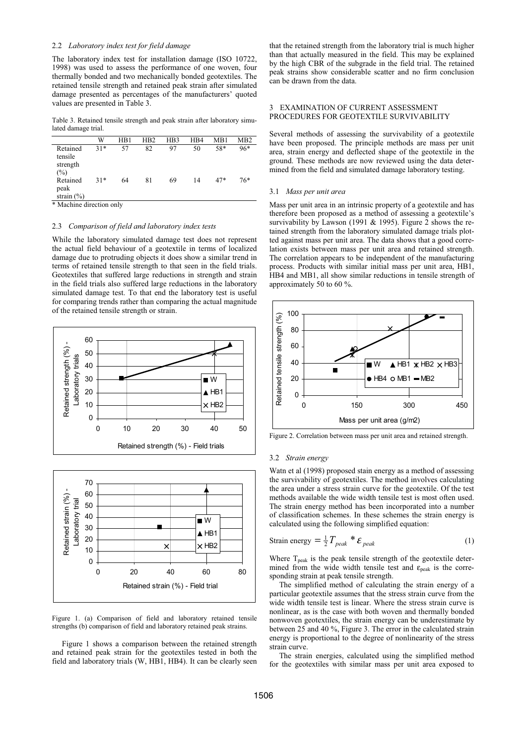### 2.2 *Laboratory index test for field damage*

The laboratory index test for installation damage (ISO 10722, 1998) was used to assess the performance of one woven, four thermally bonded and two mechanically bonded geotextiles. The retained tensile strength and retained peak strain after simulated damage presented as percentages of the manufacturers' quoted values are presented in Table 3.

Table 3. Retained tensile strength and peak strain after laboratory simulated damage trial.

| | W | HB1 | HB2 | HB3 | HB4 | MB1 | MB2 |
|---|---|---|---|---|---|---|---|
| Retained tensile strength (%) | 31* | 57 | 82 | 97 | 50 | 58* | 96* |
| Retained peak strain (%) | 31* | 64 | 81 | 69 | 14 | 47* | 76* |

\* Machine direction only

### 2.3 *Comparison of field and laboratory index tests*

While the laboratory simulated damage test does not represent the actual field behaviour of a geotextile in terms of localized damage due to protruding objects it does show a similar trend in terms of retained tensile strength to that seen in the field trials. Geotextiles that suffered large reductions in strength and strain in the field trials also suffered large reductions in the laboratory simulated damage test. To that end the laboratory test is useful for comparing trends rather than comparing the actual magnitude of the retained tensile strength or strain.

Figure 1. (a) Comparison of field and laboratory retained tensile strengths (b) comparison of field and laboratory retained peak strains.

Figure 1 shows a comparison between the retained strength and retained peak strain for the geotextiles tested in both the field and laboratory trials (W, HB1, HB4). It can be clearly seen that the retained strength from the laboratory trial is much higher than that actually measured in the field. This may be explained by the high CBR of the subgrade in the field trial. The retained peak strains show considerable scatter and no firm conclusion can be drawn from the data.

## 3 EXAMINATION OF CURRENT ASSESSMENT PROCEDURES FOR GEOTEXTILE SURVIVABILITY

Several methods of assessing the survivability of a geotextile have been proposed. The principle methods are mass per unit area, strain energy and deflected shape of the geotextile in the ground. These methods are now reviewed using the data determined from the field and simulated damage laboratory testing.

### 3.1 *Mass per unit area*

Mass per unit area in an intrinsic property of a geotextile and has therefore been proposed as a method of assessing a geotextile's survivability by Lawson (1991 & 1995). Figure 2 shows the retained strength from the laboratory simulated damage trials plotted against mass per unit area. The data shows that a good correlation exists between mass per unit area and retained strength. The correlation appears to be independent of the manufacturing process. Products with similar initial mass per unit area, HB1, HB4 and MB1, all show similar reductions in tensile strength of approximately 50 to 60 %.

Figure 2. Correlation between mass per unit area and retained strength.

### 3.2 *Strain energy*

Watn et al (1998) proposed stain energy as a method of assessing the survivability of geotextiles. The method involves calculating the area under a stress strain curve for the geotextile. Of the test methods available the wide width tensile test is most often used. The strain energy method has been incorporated into a number of classification schemes. In these schemes the strain energy is calculated using the following simplified equation:

$$\text{Strain energy} = \tfrac{1}{2} T_{peak} * \varepsilon_{peak} \qquad (1)$$

Where $T_{peak}$ is the peak tensile strength of the geotextile determined from the wide width tensile test and $\varepsilon_{peak}$ is the corresponding strain at peak tensile strength.

The simplified method of calculating the strain energy of a particular geotextile assumes that the stress strain curve from the wide width tensile test is linear. Where the stress strain curve is nonlinear, as is the case with both woven and thermally bonded nonwoven geotextiles, the strain energy can be underestimate by between 25 and 40 %, Figure 3. The error in the calculated strain energy is proportional to the degree of nonlinearity of the stress strain curve.

The strain energies, calculated using the simplified method for the geotextiles with similar mass per unit area exposed to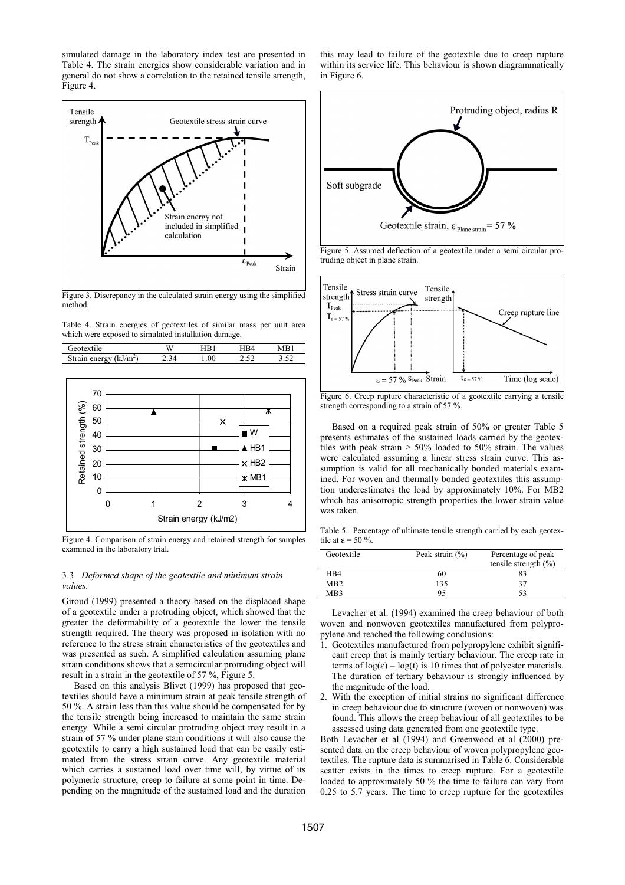simulated damage in the laboratory index test are presented in Table 4. The strain energies show considerable variation and in general do not show a correlation to the retained tensile strength, Figure 4.

Figure 3. Discrepancy in the calculated strain energy using the simplified method.

Table 4. Strain energies of geotextiles of similar mass per unit area which were exposed to simulated installation damage.

| Geotextile | W | HB1 | HB4 | MB1 |
|---|---|---|---|---|
| Strain energy (kJ/m$^2$) | 2.34 | 1.00 | 2.52 | 3.52 |

Figure 4. Comparison of strain energy and retained strength for samples examined in the laboratory trial.

### 3.3 *Deformed shape of the geotextile and minimum strain values.*

Giroud (1999) presented a theory based on the displaced shape of a geotextile under a protruding object, which showed that the greater the deformability of a geotextile the lower the tensile strength required. The theory was proposed in isolation with no reference to the stress strain characteristics of the geotextiles and was presented as such. A simplified calculation assuming plane strain conditions shows that a semicircular protruding object will result in a strain in the geotextile of 57 %, Figure 5.

Based on this analysis Blivet (1999) has proposed that geotextiles should have a minimum strain at peak tensile strength of 50 %. A strain less than this value should be compensated for by the tensile strength being increased to maintain the same strain energy. While a semi circular protruding object may result in a strain of 57 % under plane stain conditions it will also cause the geotextile to carry a high sustained load that can be easily estimated from the stress strain curve. Any geotextile material which carries a sustained load over time will, by virtue of its polymeric structure, creep to failure at some point in time. Depending on the magnitude of the sustained load and the duration this may lead to failure of the geotextile due to creep rupture within its service life. This behaviour is shown diagrammatically in Figure 6.

Figure 5. Assumed deflection of a geotextile under a semi circular protruding object in plane strain.

Figure 6. Creep rupture characteristic of a geotextile carrying a tensile strength corresponding to a strain of 57 %.

Based on a required peak strain of 50% or greater Table 5 presents estimates of the sustained loads carried by the geotextiles with peak strain > 50% loaded to 50% strain. The values were calculated assuming a linear stress strain curve. This assumption is valid for all mechanically bonded materials examined. For woven and thermally bonded geotextiles this assumption underestimates the load by approximately 10%. For MB2 which has anisotropic strength properties the lower strain value was taken.

Table 5. Percentage of ultimate tensile strength carried by each geotextile at $\varepsilon = 50$ %.

| Geotextile | Peak strain (%) | Percentage of peak tensile strength (%) |
|---|---|---|
| HB4 | 60 | 83 |
| MB2 | 135 | 37 |
| MB3 | 95 | 53 |

Levacher et al. (1994) examined the creep behaviour of both woven and nonwoven geotextiles manufactured from polypropylene and reached the following conclusions:

1. Geotextiles manufactured from polypropylene exhibit significant creep that is mainly tertiary behaviour. The creep rate in terms of $\log(\varepsilon) - \log(t)$ is 10 times that of polyester materials. The duration of tertiary behaviour is strongly influenced by the magnitude of the load.
2. With the exception of initial strains no significant difference in creep behaviour due to structure (woven or nonwoven) was found. This allows the creep behaviour of all geotextiles to be assessed using data generated from one geotextile type.

Both Levacher et al (1994) and Greenwood et al (2000) presented data on the creep behaviour of woven polypropylene geotextiles. The rupture data is summarised in Table 6. Considerable scatter exists in the times to creep rupture. For a geotextile loaded to approximately 50 % the time to failure can vary from 0.25 to 5.7 years. The time to creep rupture for the geotextiles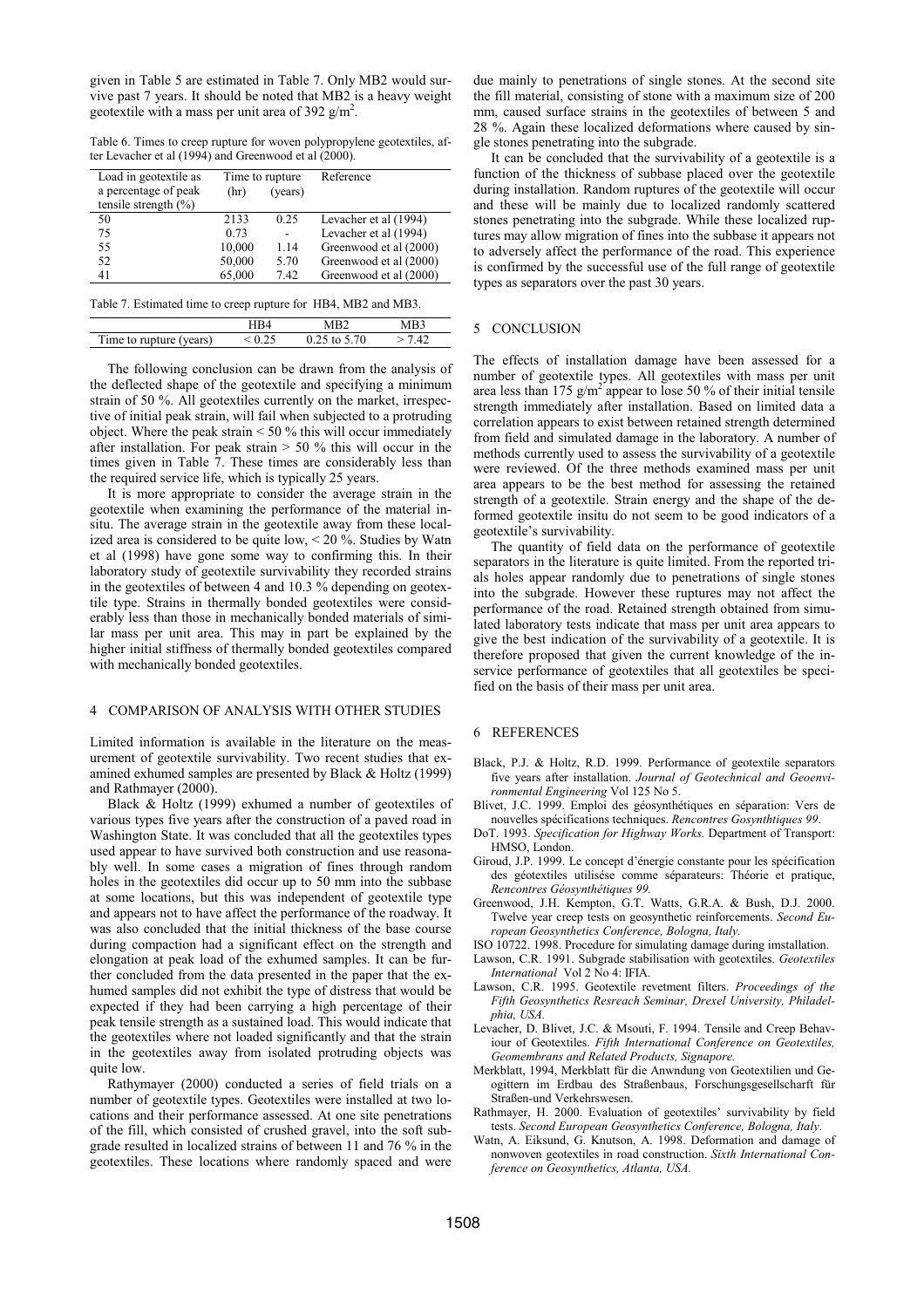given in Table 5 are estimated in Table 7. Only MB2 would survive past 7 years. It should be noted that MB2 is a heavy weight geotextile with a mass per unit area of 392 $g/m^2$.

Table 6. Times to creep rupture for woven polypropylene geotextiles, after Levacher et al (1994) and Greenwood et al (2000).

| Load in geotextile as a percentage of peak tensile strength (%) | Time to rupture (hr) | (years) | Reference |
|---|---|---|---|
| 50 | 2133 | 0.25 | Levacher et al (1994) |
| 75 | 0.73 | - | Levacher et al (1994) |
| 55 | 10,000 | 1.14 | Greenwood et al (2000) |
| 52 | 50,000 | 5.70 | Greenwood et al (2000) |
| 41 | 65,000 | 7.42 | Greenwood et al (2000) |

Table 7. Estimated time to creep rupture for HB4, MB2 and MB3.

| | HB4 | MB2 | MB3 |
|---|---|---|---|
| Time to rupture (years) | < 0.25 | 0.25 to 5.70 | > 7.42 |

The following conclusion can be drawn from the analysis of the deflected shape of the geotextile and specifying a minimum strain of 50 %. All geotextiles currently on the market, irrespective of initial peak strain, will fail when subjected to a protruding object. Where the peak strain < 50 % this will occur immediately after installation. For peak strain > 50 % this will occur in the times given in Table 7. These times are considerably less than the required service life, which is typically 25 years.

It is more appropriate to consider the average strain in the geotextile when examining the performance of the material insitu. The average strain in the geotextile away from these localized area is considered to be quite low, < 20 %. Studies by Watn et al (1998) have gone some way to confirming this. In their laboratory study of geotextile survivability they recorded strains in the geotextiles of between 4 and 10.3 % depending on geotextile type. Strains in thermally bonded geotextiles were considerably less than those in mechanically bonded materials of similar mass per unit area. This may in part be explained by the higher initial stiffness of thermally bonded geotextiles compared with mechanically bonded geotextiles.

## 4 COMPARISON OF ANALYSIS WITH OTHER STUDIES

Limited information is available in the literature on the measurement of geotextile survivability. Two recent studies that examined exhumed samples are presented by Black & Holtz (1999) and Rathmayer (2000).

Black & Holtz (1999) exhumed a number of geotextiles of various types five years after the construction of a paved road in Washington State. It was concluded that all the geotextiles types used appear to have survived both construction and use reasonably well. In some cases a migration of fines through random holes in the geotextiles did occur up to 50 mm into the subbase at some locations, but this was independent of geotextile type and appears not to have affect the performance of the roadway. It was also concluded that the initial thickness of the base course during compaction had a significant effect on the strength and elongation at peak load of the exhumed samples. It can be further concluded from the data presented in the paper that the exhumed samples did not exhibit the type of distress that would be expected if they had been carrying a high percentage of their peak tensile strength as a sustained load. This would indicate that the geotextiles where not loaded significantly and that the strain in the geotextiles away from isolated protruding objects was quite low.

Rathymayer (2000) conducted a series of field trials on a number of geotextile types. Geotextiles were installed at two locations and their performance assessed. At one site penetrations of the fill, which consisted of crushed gravel, into the soft subgrade resulted in localized strains of between 11 and 76 % in the geotextiles. These locations where randomly spaced and were due mainly to penetrations of single stones. At the second site the fill material, consisting of stone with a maximum size of 200 mm, caused surface strains in the geotextiles of between 5 and 28 %. Again these localized deformations where caused by single stones penetrating into the subgrade.

It can be concluded that the survivability of a geotextile is a function of the thickness of subbase placed over the geotextile during installation. Random ruptures of the geotextile will occur and these will be mainly due to localized randomly scattered stones penetrating into the subgrade. While these localized ruptures may allow migration of fines into the subbase it appears not to adversely affect the performance of the road. This experience is confirmed by the successful use of the full range of geotextile types as separators over the past 30 years.

## 5 CONCLUSION

The effects of installation damage have been assessed for a number of geotextile types. All geotextiles with mass per unit area less than 175 $g/m^2$ appear to lose 50 % of their initial tensile strength immediately after installation. Based on limited data a correlation appears to exist between retained strength determined from field and simulated damage in the laboratory. A number of methods currently used to assess the survivability of a geotextile were reviewed. Of the three methods examined mass per unit area appears to be the best method for assessing the retained strength of a geotextile. Strain energy and the shape of the deformed geotextile insitu do not seem to be good indicators of a geotextile's survivability.

The quantity of field data on the performance of geotextile separators in the literature is quite limited. From the reported trials holes appear randomly due to penetrations of single stones into the subgrade. However these ruptures may not affect the performance of the road. Retained strength obtained from simulated laboratory tests indicate that mass per unit area appears to give the best indication of the survivability of a geotextile. It is therefore proposed that given the current knowledge of the in-service performance of geotextiles that all geotextiles be specified on the basis of their mass per unit area.

## 6 REFERENCES

Black, P.J. & Holtz, R.D. 1999. Performance of geotextile separators five years after installation. *Journal of Geotechnical and Geoenvironmental Engineering* Vol 125 No 5.

Blivet, J.C. 1999. Emploi des géosynthétiques en séparation: Vers de nouvelles spécifications techniques. *Rencontres Gosynthtiques 99*.

DoT. 1993. *Specification for Highway Works.* Department of Transport: HMSO, London.

Giroud, J.P. 1999. Le concept d'énergie constante pour les spécification des géotextiles utilisése comme séparateurs: Théorie et pratique, *Rencontres Géosynthétiques 99.*

Greenwood, J.H. Kempton, G.T. Watts, G.R.A. & Bush, D.J. 2000. Twelve year creep tests on geosynthetic reinforcements. *Second European Geosynthetics Conference, Bologna, Italy.*

ISO 10722. 1998. Procedure for simulating damage during imstallation.

Lawson, C.R. 1991. Subgrade stabilisation with geotextiles. *Geotextiles International* Vol 2 No 4: IFIA.

Lawson, C.R. 1995. Geotextile revetment filters. *Proceedings of the Fifth Geosynthetics Resreach Seminar, Drexel University, Philadelphia, USA.*

Levacher, D. Blivet, J.C. & Msouti, F. 1994. Tensile and Creep Behaviour of Geotextiles. *Fifth International Conference on Geotextiles, Geomembrans and Related Products, Signapore.*

Merkblatt, 1994, Merkblatt für die Anwndung von Geotextilien und Geogittern im Erdbau des Straßenbaus, Forschungsgesellscharft für Straßen-und Verkehrswesen.

Rathmayer, H. 2000. Evaluation of geotextiles' survivability by field tests. *Second European Geosynthetics Conference, Bologna, Italy.*

Watn, A. Eiksund, G. Knutson, A. 1998. Deformation and damage of nonwoven geotextiles in road construction. *Sixth International Conference on Geosynthetics, Atlanta, USA.*